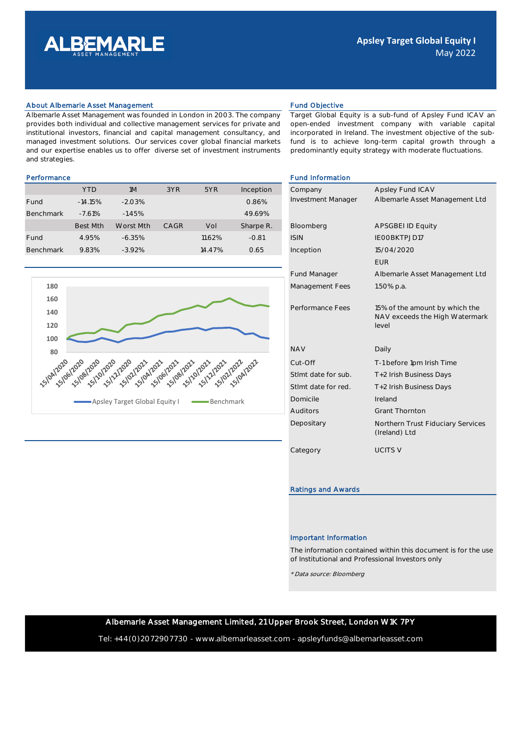# ALBEMARLE ASSET MANAGEMENT

## Apsley Target Global Equity I
May 2022

### About Albemarle Asset Management

Albemarle Asset Management was founded in London in 2003. The company provides both individual and collective management services for private and institutional investors, financial and capital management consultancy, and managed investment solutions. Our services cover global financial markets and our expertise enables us to offer diverse set of investment instruments and strategies.

### Fund Objective

Target Global Equity is a sub-fund of Apsley Fund ICAV an open-ended investment company with variable capital incorporated in Ireland. The investment objective of the sub-fund is to achieve long-term capital growth through a predominantly equity strategy with moderate fluctuations.

### Performance

| | YTD | 1M | 3YR | 5YR | Inception |
|---|---|---|---|---|---|
| Fund | -14.15% | -2.03% | | | 0.86% |
| Benchmark | -7.61% | -1.45% | | | 49.69% |
| | **Best Mth** | **Worst Mth** | **CAGR** | **Vol** | **Sharpe R.** |
| Fund | 4.95% | -6.35% | | 11.62% | -0.81 |
| Benchmark | 9.83% | -3.92% | | 14.47% | 0.65 |

Apsley Target Global Equity I — Benchmark

### Fund Information

| | |
|---|---|
| Company | Apsley Fund ICAV |
| Investment Manager | Albemarle Asset Management Ltd |
| Bloomberg | APSGBEI ID Equity |
| ISIN | IE00BKTPJD17 |
| Inception | 15/04/2020 |
| | EUR |
| Fund Manager | Albemarle Asset Management Ltd |
| Management Fees | 1.50% p.a. |
| Performance Fees | 15% of the amount by which the NAV exceeds the High Watermark level |
| NAV | Daily |
| Cut-Off | T-1 before 1pm Irish Time |
| Stlmt date for sub. | T+2 Irish Business Days |
| Stlmt date for red. | T+2 Irish Business Days |
| Domicile | Ireland |
| Auditors | Grant Thornton |
| Depositary | Northern Trust Fiduciary Services (Ireland) Ltd |
| Category | UCITS V |

### Ratings and Awards

### Important Information

The information contained within this document is for the use of Institutional and Professional Investors only

*\* Data source: Bloomberg*

**Albemarle Asset Management Limited, 21 Upper Brook Street, London W1K 7PY**

Tel: +44(0)2072907730 - www.albemarleasset.com - apsleyfunds@albemarleasset.com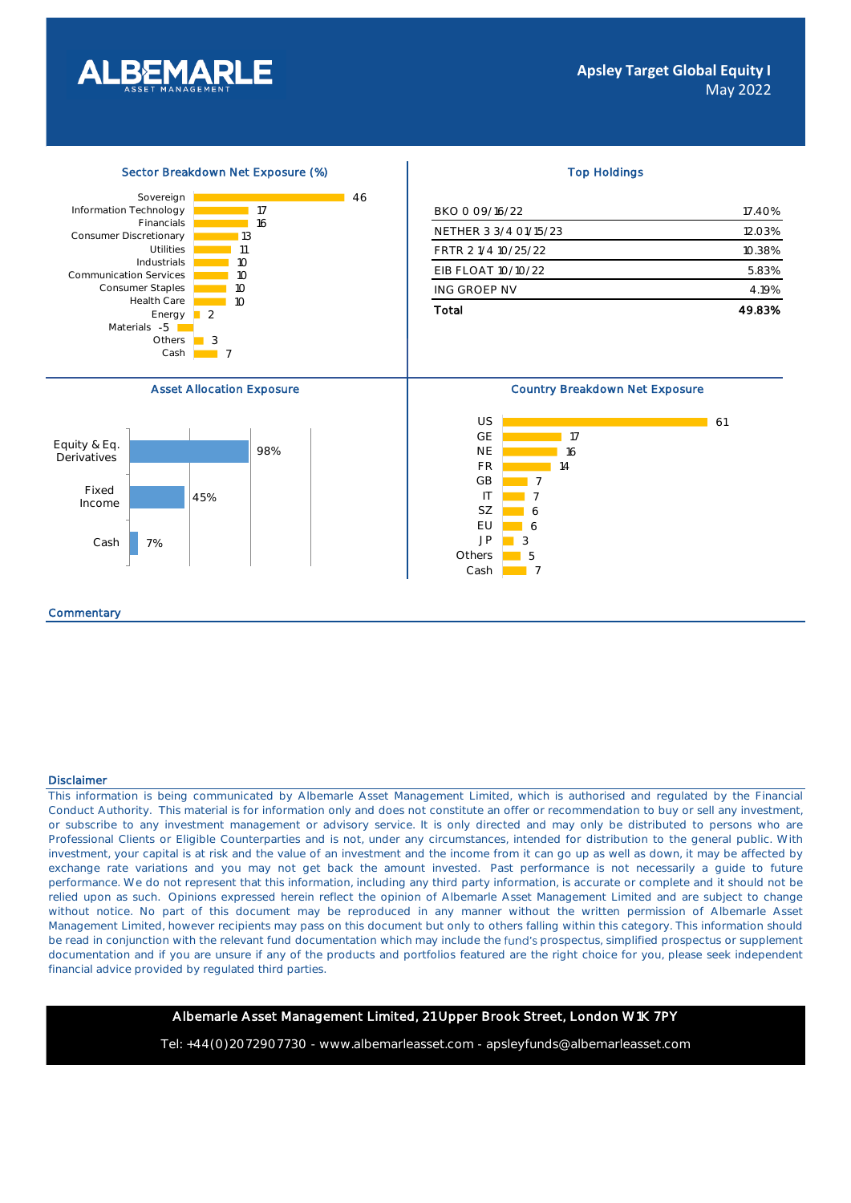# ALBEMARLE
ASSET MANAGEMENT

**Apsley Target Global Equity I**
May 2022

## Sector Breakdown Net Exposure (%)

Sovereign 46
Information Technology 17
Financials 16
Consumer Discretionary 13
Utilities 11
Industrials 10
Communication Services 10
Consumer Staples 10
Health Care 10
Energy 2
Materials -5
Others 3
Cash 7

## Top Holdings

| | |
|---|---|
| BKO 0 09/16/22 | 17.40% |
| NETHER 3 3/4 01/15/23 | 12.03% |
| FRTR 2 1/4 10/25/22 | 10.38% |
| EIB FLOAT 10/10/22 | 5.83% |
| ING GROEP NV | 4.19% |
| **Total** | **49.83%** |

## Asset Allocation Exposure

Equity & Eq. Derivatives 98%
Fixed Income 45%
Cash 7%

## Country Breakdown Net Exposure

US 61
GE 17
NE 16
FR 14
GB 7
IT 7
SZ 6
EU 6
JP 3
Others 5
Cash 7

## Commentary

## Disclaimer

This information is being communicated by Albemarle Asset Management Limited, which is authorised and regulated by the Financial Conduct Authority. This material is for information only and does not constitute an offer or recommendation to buy or sell any investment, or subscribe to any investment management or advisory service. It is only directed and may only be distributed to persons who are Professional Clients or Eligible Counterparties and is not, under any circumstances, intended for distribution to the general public. With investment, your capital is at risk and the value of an investment and the income from it can go up as well as down, it may be affected by exchange rate variations and you may not get back the amount invested. Past performance is not necessarily a guide to future performance. We do not represent that this information, including any third party information, is accurate or complete and it should not be relied upon as such. Opinions expressed herein reflect the opinion of Albemarle Asset Management Limited and are subject to change without notice. No part of this document may be reproduced in any manner without the written permission of Albemarle Asset Management Limited, however recipients may pass on this document but only to others falling within this category. This information should be read in conjunction with the relevant fund documentation which may include the fund's prospectus, simplified prospectus or supplement documentation and if you are unsure if any of the products and portfolios featured are the right choice for you, please seek independent financial advice provided by regulated third parties.

Albemarle Asset Management Limited, 21 Upper Brook Street, London W1K 7PY

Tel: +44(0)2072907730 - www.albemarleasset.com - apsleyfunds@albemarleasset.com